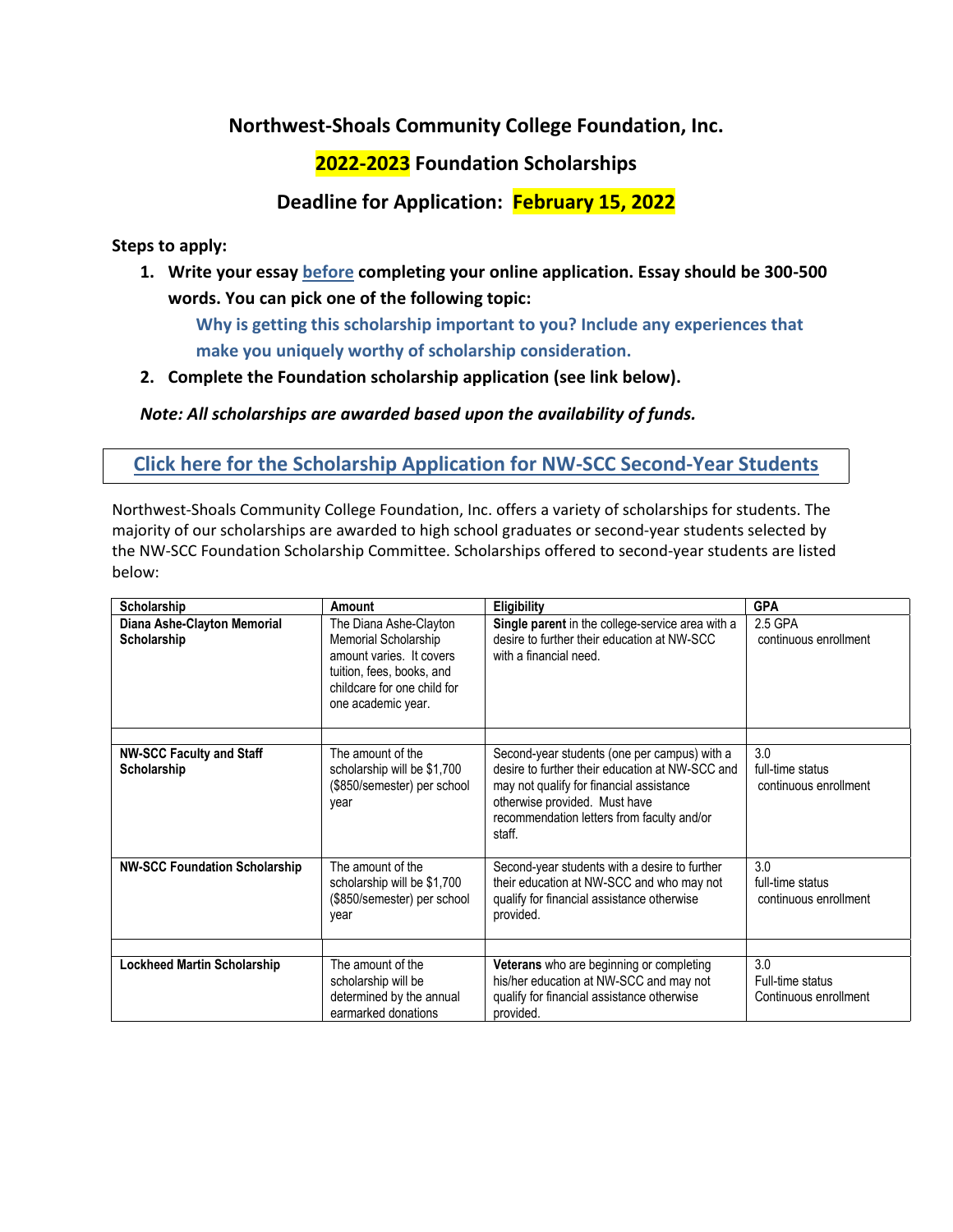## Northwest-Shoals Community College Foundation, Inc.

## 2022-2023 Foundation Scholarships

## Deadline for Application: February 15, 2022

**Steps to apply:**

1. **Write your essay before completing your online application. Essay should be 300-500 words. You can pick one of the following topic:**

   **Why is getting this scholarship important to you? Include any experiences that make you uniquely worthy of scholarship consideration.**

2. **Complete the Foundation scholarship application (see link below).**

***Note: All scholarships are awarded based upon the availability of funds.***

**Click here for the Scholarship Application for NW-SCC Second-Year Students**

Northwest-Shoals Community College Foundation, Inc. offers a variety of scholarships for students. The majority of our scholarships are awarded to high school graduates or second-year students selected by the NW-SCC Foundation Scholarship Committee. Scholarships offered to second-year students are listed below:

| Scholarship | Amount | Eligibility | GPA |
|---|---|---|---|
| **Diana Ashe-Clayton Memorial Scholarship** | The Diana Ashe-Clayton Memorial Scholarship amount varies. It covers tuition, fees, books, and childcare for one child for one academic year. | **Single parent** in the college-service area with a desire to further their education at NW-SCC with a financial need. | 2.5 GPA continuous enrollment |
| | | | |
| **NW-SCC Faculty and Staff Scholarship** | The amount of the scholarship will be $1,700 ($850/semester) per school year | Second-year students (one per campus) with a desire to further their education at NW-SCC and may not qualify for financial assistance otherwise provided. Must have recommendation letters from faculty and/or staff. | 3.0 full-time status continuous enrollment |
| **NW-SCC Foundation Scholarship** | The amount of the scholarship will be $1,700 ($850/semester) per school year | Second-year students with a desire to further their education at NW-SCC and who may not qualify for financial assistance otherwise provided. | 3.0 full-time status continuous enrollment |
| | | | |
| **Lockheed Martin Scholarship** | The amount of the scholarship will be determined by the annual earmarked donations | **Veterans** who are beginning or completing his/her education at NW-SCC and may not qualify for financial assistance otherwise provided. | 3.0 Full-time status Continuous enrollment |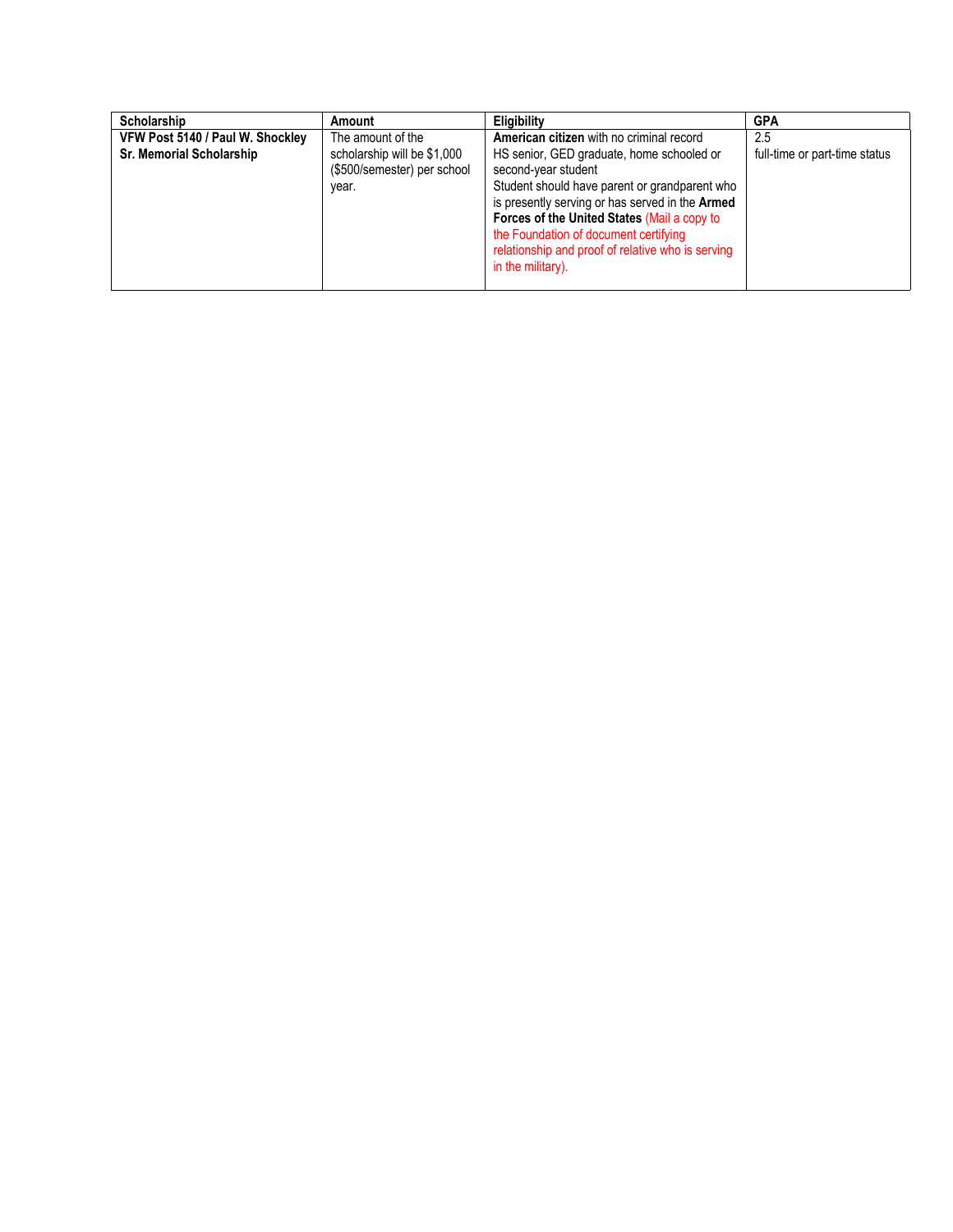| Scholarship | Amount | Eligibility | GPA |
|---|---|---|---|
| **VFW Post 5140 / Paul W. Shockley Sr. Memorial Scholarship** | The amount of the scholarship will be $1,000 ($500/semester) per school year. | **American citizen** with no criminal record<br>HS senior, GED graduate, home schooled or second-year student<br>Student should have parent or grandparent who is presently serving or has served in the **Armed Forces of the United States** (Mail a copy to the Foundation of document certifying relationship and proof of relative who is serving in the military). | 2.5<br>full-time or part-time status |